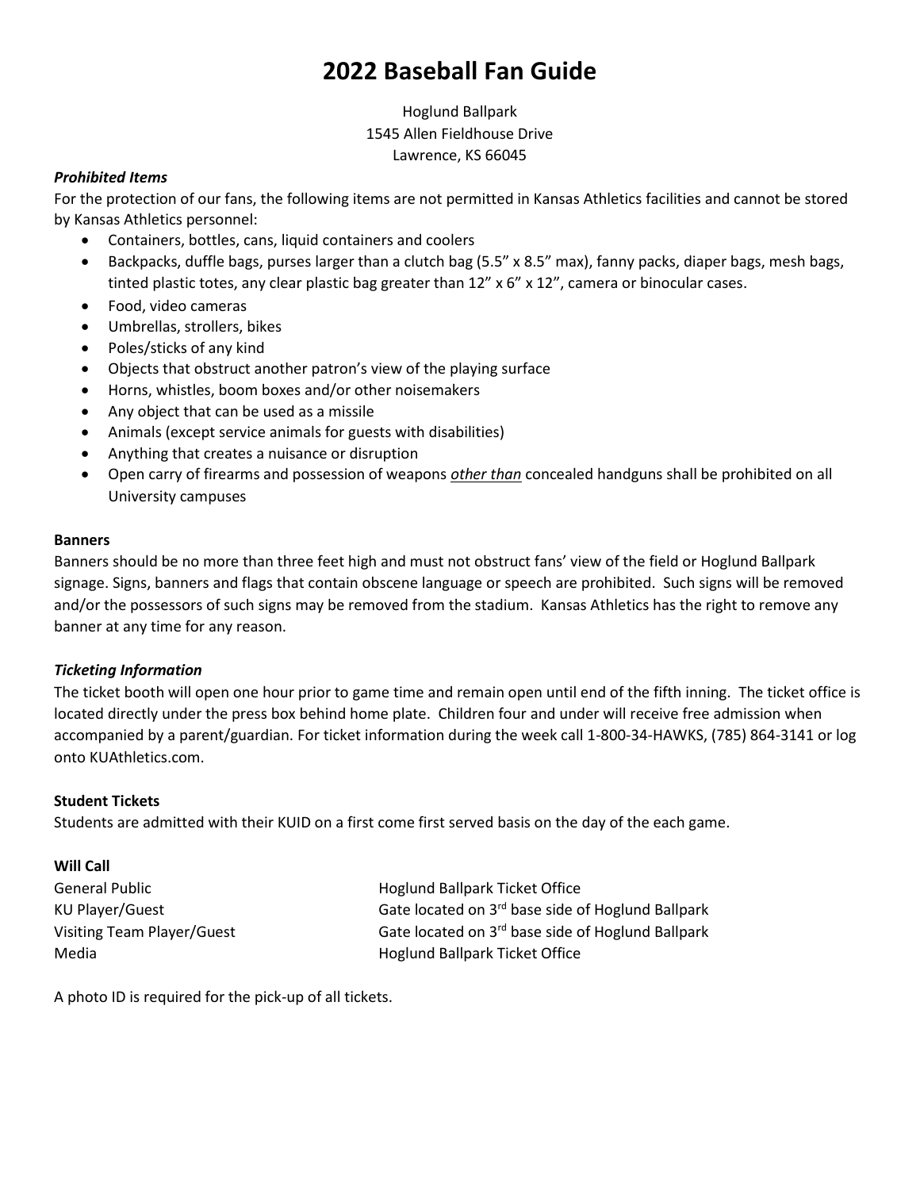# 2022 Baseball Fan Guide

Hoglund Ballpark
1545 Allen Fieldhouse Drive
Lawrence, KS 66045

***Prohibited Items***

For the protection of our fans, the following items are not permitted in Kansas Athletics facilities and cannot be stored by Kansas Athletics personnel:

- Containers, bottles, cans, liquid containers and coolers
- Backpacks, duffle bags, purses larger than a clutch bag (5.5" x 8.5" max), fanny packs, diaper bags, mesh bags, tinted plastic totes, any clear plastic bag greater than 12" x 6" x 12", camera or binocular cases.
- Food, video cameras
- Umbrellas, strollers, bikes
- Poles/sticks of any kind
- Objects that obstruct another patron's view of the playing surface
- Horns, whistles, boom boxes and/or other noisemakers
- Any object that can be used as a missile
- Animals (except service animals for guests with disabilities)
- Anything that creates a nuisance or disruption
- Open carry of firearms and possession of weapons ***other than*** concealed handguns shall be prohibited on all University campuses

**Banners**

Banners should be no more than three feet high and must not obstruct fans' view of the field or Hoglund Ballpark signage. Signs, banners and flags that contain obscene language or speech are prohibited. Such signs will be removed and/or the possessors of such signs may be removed from the stadium. Kansas Athletics has the right to remove any banner at any time for any reason.

***Ticketing Information***

The ticket booth will open one hour prior to game time and remain open until end of the fifth inning. The ticket office is located directly under the press box behind home plate. Children four and under will receive free admission when accompanied by a parent/guardian. For ticket information during the week call 1-800-34-HAWKS, (785) 864-3141 or log onto KUAthletics.com.

**Student Tickets**

Students are admitted with their KUID on a first come first served basis on the day of the each game.

**Will Call**

| | |
|---|---|
| General Public | Hoglund Ballpark Ticket Office |
| KU Player/Guest | Gate located on 3rd base side of Hoglund Ballpark |
| Visiting Team Player/Guest | Gate located on 3rd base side of Hoglund Ballpark |
| Media | Hoglund Ballpark Ticket Office |

A photo ID is required for the pick-up of all tickets.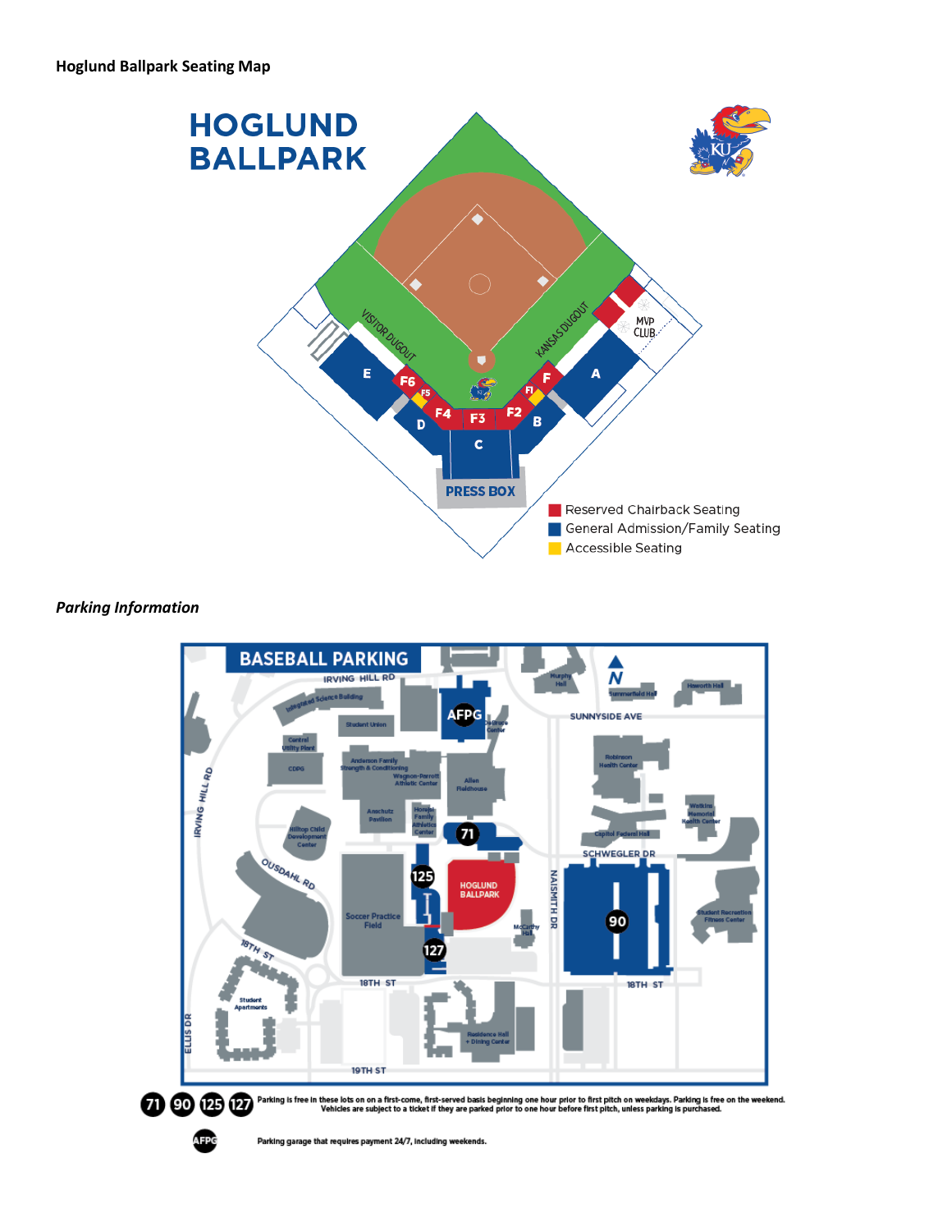**Hoglund Ballpark Seating Map**

HOGLUND BALLPARK

- Reserved Chairback Seating
- General Admission/Family Seating
- Accessible Seating

*Parking Information*

BASEBALL PARKING

71 90 125 127 Parking is free in these lots on on a first-come, first-served basis beginning one hour prior to first pitch on weekdays. Parking is free on the weekend. Vehicles are subject to a ticket if they are parked prior to one hour before first pitch, unless parking is purchased.

AFPG Parking garage that requires payment 24/7, including weekends.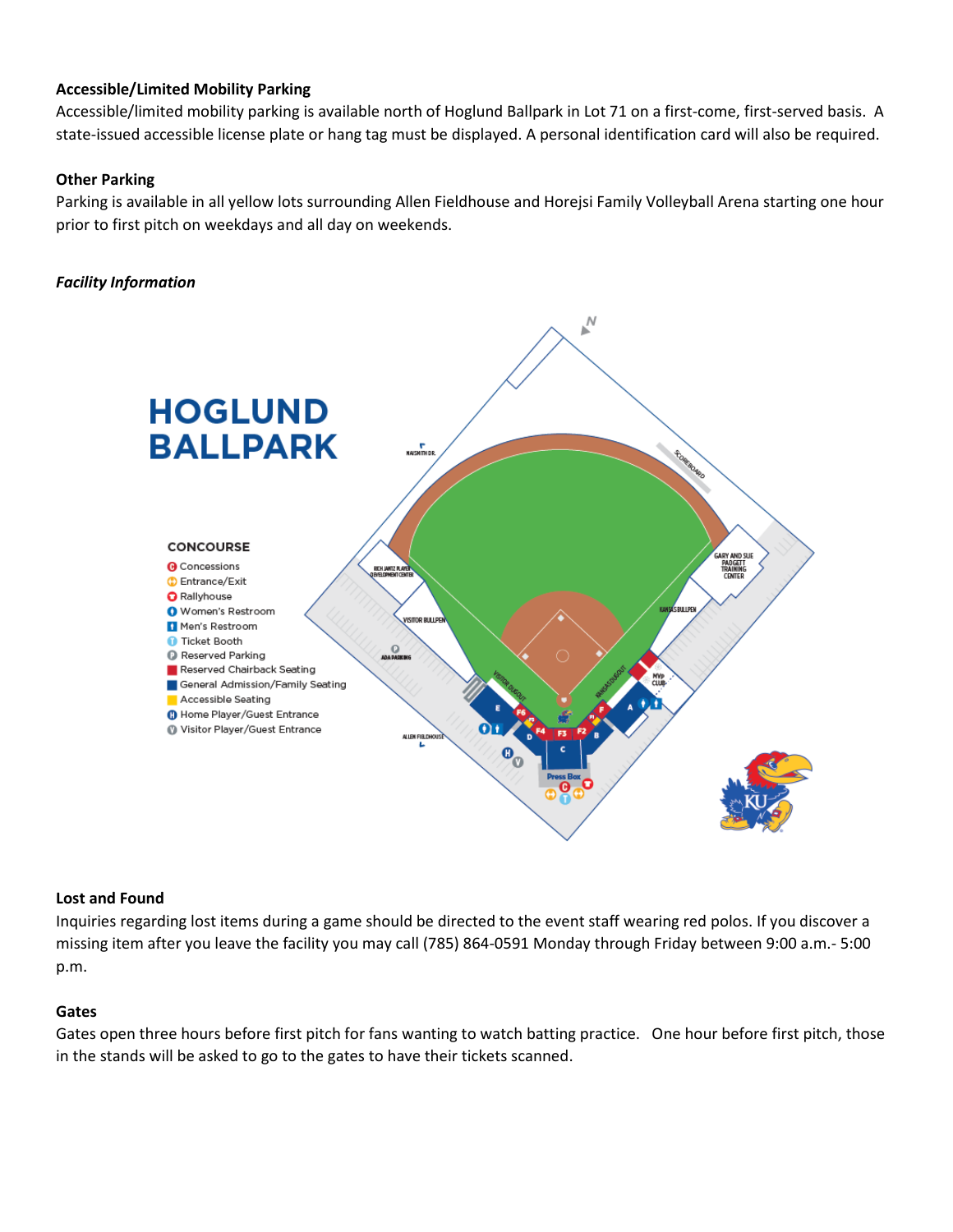### Accessible/Limited Mobility Parking

Accessible/limited mobility parking is available north of Hoglund Ballpark in Lot 71 on a first-come, first-served basis. A state-issued accessible license plate or hang tag must be displayed. A personal identification card will also be required.

### Other Parking

Parking is available in all yellow lots surrounding Allen Fieldhouse and Horejsi Family Volleyball Arena starting one hour prior to first pitch on weekdays and all day on weekends.

### *Facility Information*

HOGLUND BALLPARK

CONCOURSE

- Concessions
- Entrance/Exit
- Rallyhouse
- Women's Restroom
- Men's Restroom
- Ticket Booth
- Reserved Parking
- Reserved Chairback Seating
- General Admission/Family Seating
- Accessible Seating
- Home Player/Guest Entrance
- Visitor Player/Guest Entrance

### Lost and Found

Inquiries regarding lost items during a game should be directed to the event staff wearing red polos. If you discover a missing item after you leave the facility you may call (785) 864-0591 Monday through Friday between 9:00 a.m.- 5:00 p.m.

### Gates

Gates open three hours before first pitch for fans wanting to watch batting practice. One hour before first pitch, those in the stands will be asked to go to the gates to have their tickets scanned.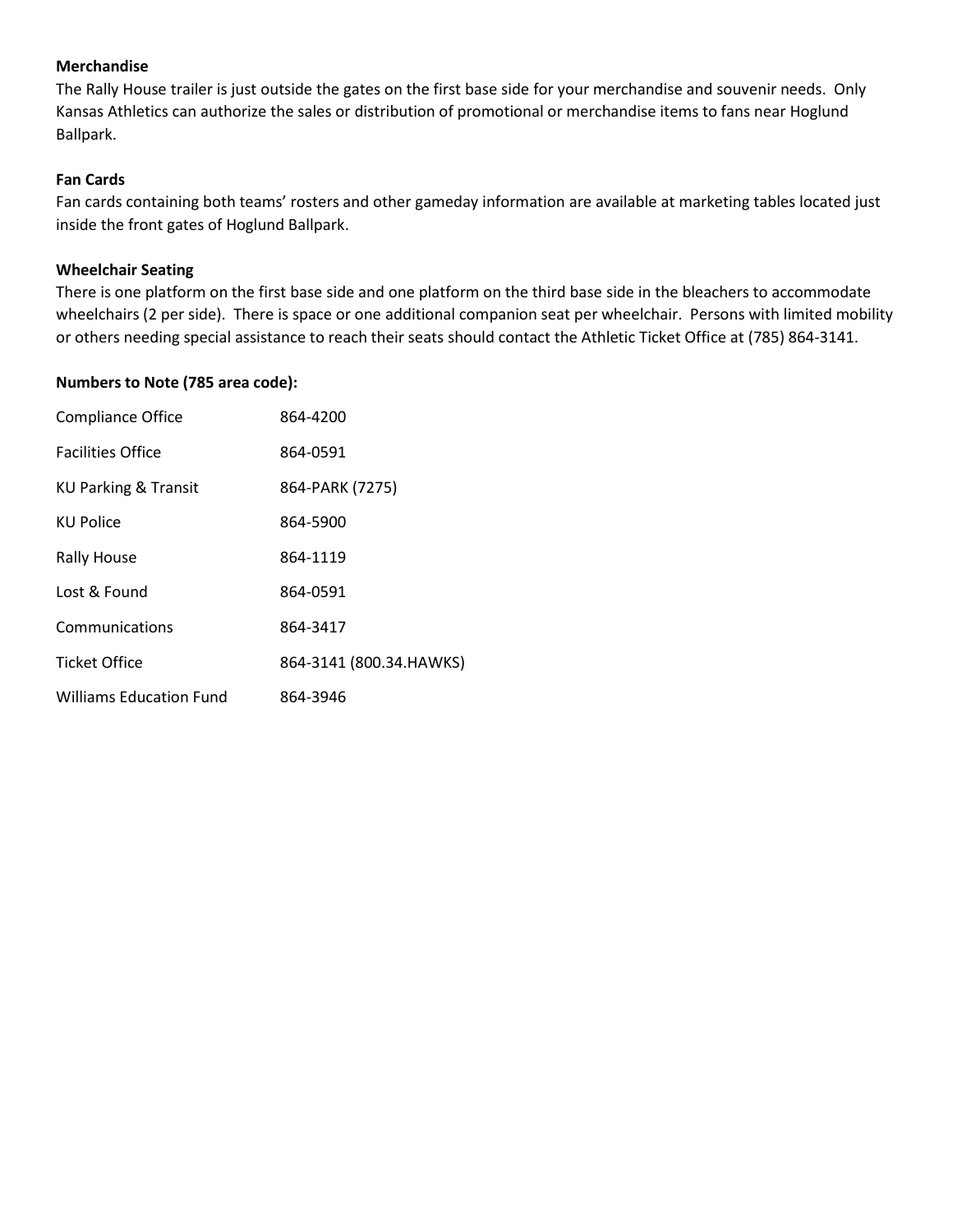**Merchandise**

The Rally House trailer is just outside the gates on the first base side for your merchandise and souvenir needs. Only Kansas Athletics can authorize the sales or distribution of promotional or merchandise items to fans near Hoglund Ballpark.

**Fan Cards**

Fan cards containing both teams' rosters and other gameday information are available at marketing tables located just inside the front gates of Hoglund Ballpark.

**Wheelchair Seating**

There is one platform on the first base side and one platform on the third base side in the bleachers to accommodate wheelchairs (2 per side). There is space or one additional companion seat per wheelchair. Persons with limited mobility or others needing special assistance to reach their seats should contact the Athletic Ticket Office at (785) 864-3141.

**Numbers to Note (785 area code):**

| | |
|---|---|
| Compliance Office | 864-4200 |
| Facilities Office | 864-0591 |
| KU Parking & Transit | 864-PARK (7275) |
| KU Police | 864-5900 |
| Rally House | 864-1119 |
| Lost & Found | 864-0591 |
| Communications | 864-3417 |
| Ticket Office | 864-3141 (800.34.HAWKS) |
| Williams Education Fund | 864-3946 |